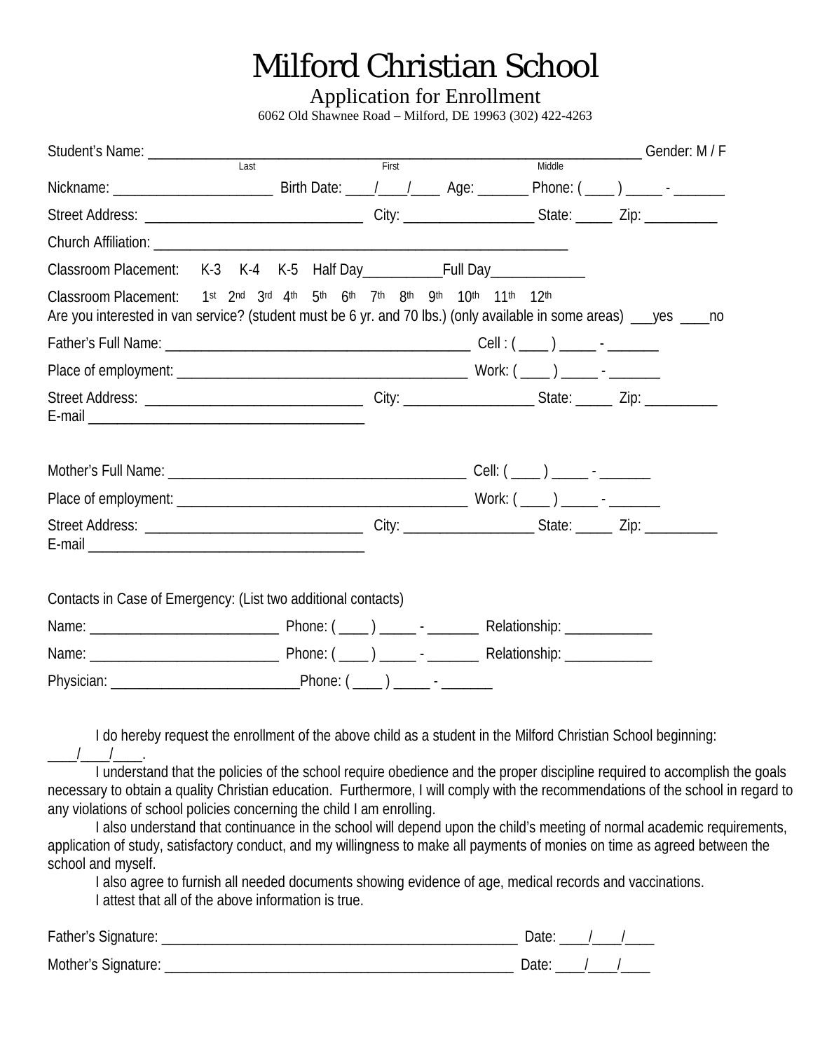# Milford Christian School

## Application for Enrollment

6062 Old Shawnee Road – Milford, DE 19963 (302) 422-4263

Student's Name: ______________________________________________________________ Gender: M / F
Last First Middle

Nickname: ____________________ Birth Date: ____/____/____ Age: _______ Phone: ( ____ ) _____ - _______

Street Address: ____________________________ City: ________________ State: _____ Zip: __________

Church Affiliation: ________________________________________________________

Classroom Placement: K-3 K-4 K-5 Half Day__________Full Day____________

Classroom Placement: 1st 2nd 3rd 4th 5th 6th 7th 8th 9th 10th 11th 12th

Are you interested in van service? (student must be 6 yr. and 70 lbs.) (only available in some areas) ___yes ____no

Father's Full Name: ________________________________________ Cell : ( ____ ) _____ - _______

Place of employment: ______________________________________ Work: ( ____ ) _____ - _______

Street Address: ____________________________ City: ________________ State: _____ Zip: __________

E-mail ____________________________________

Mother's Full Name: _______________________________________ Cell: ( ____ ) _____ - _______

Place of employment: ______________________________________ Work: ( ____ ) _____ - _______

Street Address: ____________________________ City: ________________ State: _____ Zip: __________

E-mail ____________________________________

Contacts in Case of Emergency: (List two additional contacts)

Name: ________________________ Phone: ( ____ ) _____ - _______ Relationship: ____________

Name: ________________________ Phone: ( ____ ) _____ - _______ Relationship: ____________

Physician: ________________________Phone: ( ____ ) _____ - _______

I do hereby request the enrollment of the above child as a student in the Milford Christian School beginning: ____/____/____.

I understand that the policies of the school require obedience and the proper discipline required to accomplish the goals necessary to obtain a quality Christian education. Furthermore, I will comply with the recommendations of the school in regard to any violations of school policies concerning the child I am enrolling.

I also understand that continuance in the school will depend upon the child's meeting of normal academic requirements, application of study, satisfactory conduct, and my willingness to make all payments of monies on time as agreed between the school and myself.

I also agree to furnish all needed documents showing evidence of age, medical records and vaccinations.

I attest that all of the above information is true.

Father's Signature: ______________________________________________ Date: ____/____/____

Mother's Signature: ______________________________________________ Date: ____/____/____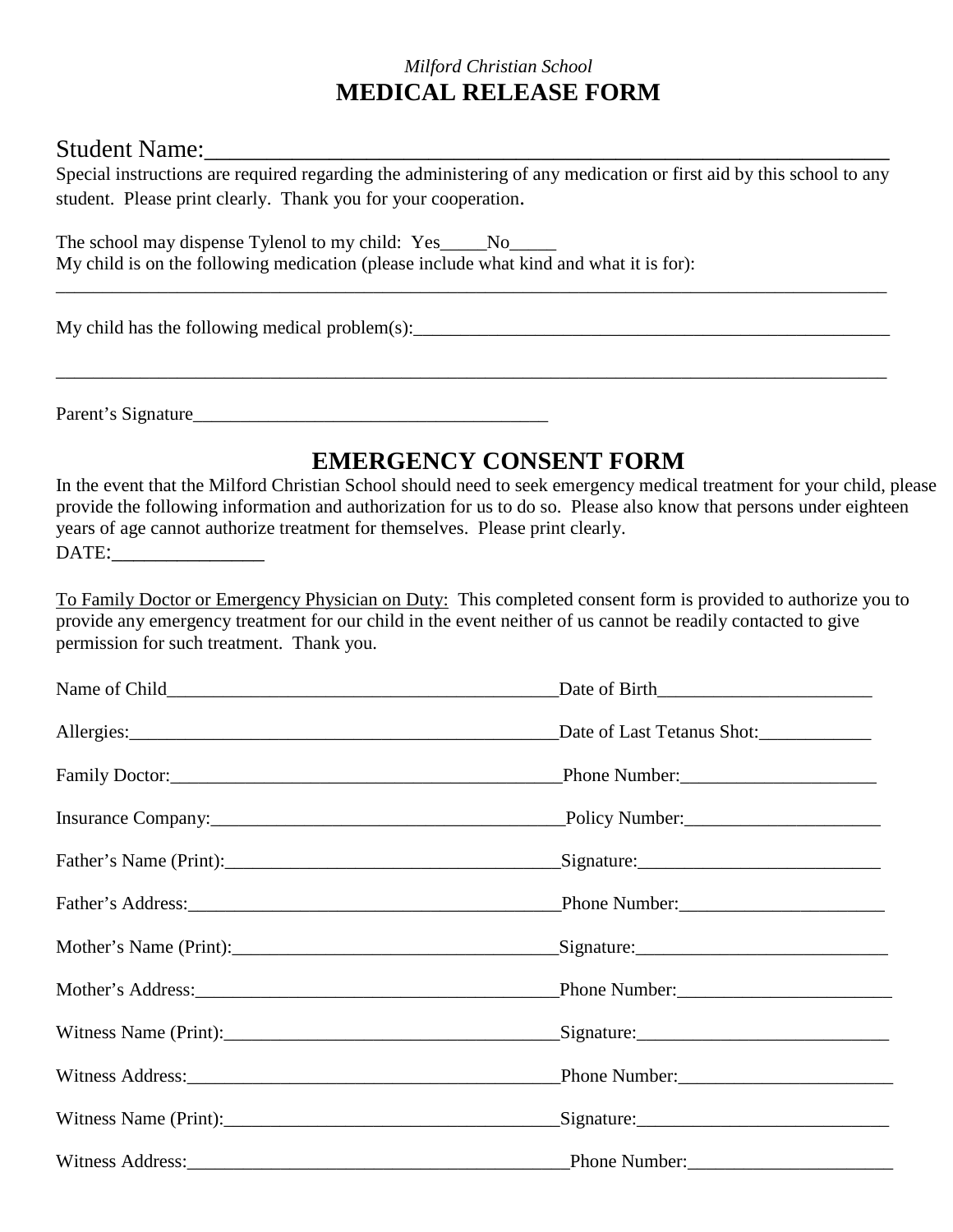*Milford Christian School*

# MEDICAL RELEASE FORM

Student Name:_______________________________________________________________

Special instructions are required regarding the administering of any medication or first aid by this school to any student. Please print clearly. Thank you for your cooperation.

The school may dispense Tylenol to my child: Yes_____No_____

My child is on the following medication (please include what kind and what it is for):

_____________________________________________________________________________________________

My child has the following medical problem(s):_____________________________________________________

_____________________________________________________________________________________________

Parent's Signature_______________________________________

# EMERGENCY CONSENT FORM

In the event that the Milford Christian School should need to seek emergency medical treatment for your child, please provide the following information and authorization for us to do so. Please also know that persons under eighteen years of age cannot authorize treatment for themselves. Please print clearly.

DATE:________________

To Family Doctor or Emergency Physician on Duty: This completed consent form is provided to authorize you to provide any emergency treatment for our child in the event neither of us cannot be readily contacted to give permission for such treatment. Thank you.

Name of Child___________________________________________Date of Birth________________________

Allergies:_______________________________________________Date of Last Tetanus Shot:____________

Family Doctor:___________________________________________Phone Number:______________________

Insurance Company:_______________________________________Policy Number:_____________________

Father's Name (Print):_____________________________________Signature:__________________________

Father's Address:_________________________________________Phone Number:______________________

Mother's Name (Print):____________________________________Signature:__________________________

Mother's Address:________________________________________Phone Number:______________________

Witness Name (Print):_____________________________________Signature:__________________________

Witness Address:_________________________________________Phone Number:______________________

Witness Name (Print):_____________________________________Signature:__________________________

Witness Address:__________________________________________Phone Number:_____________________